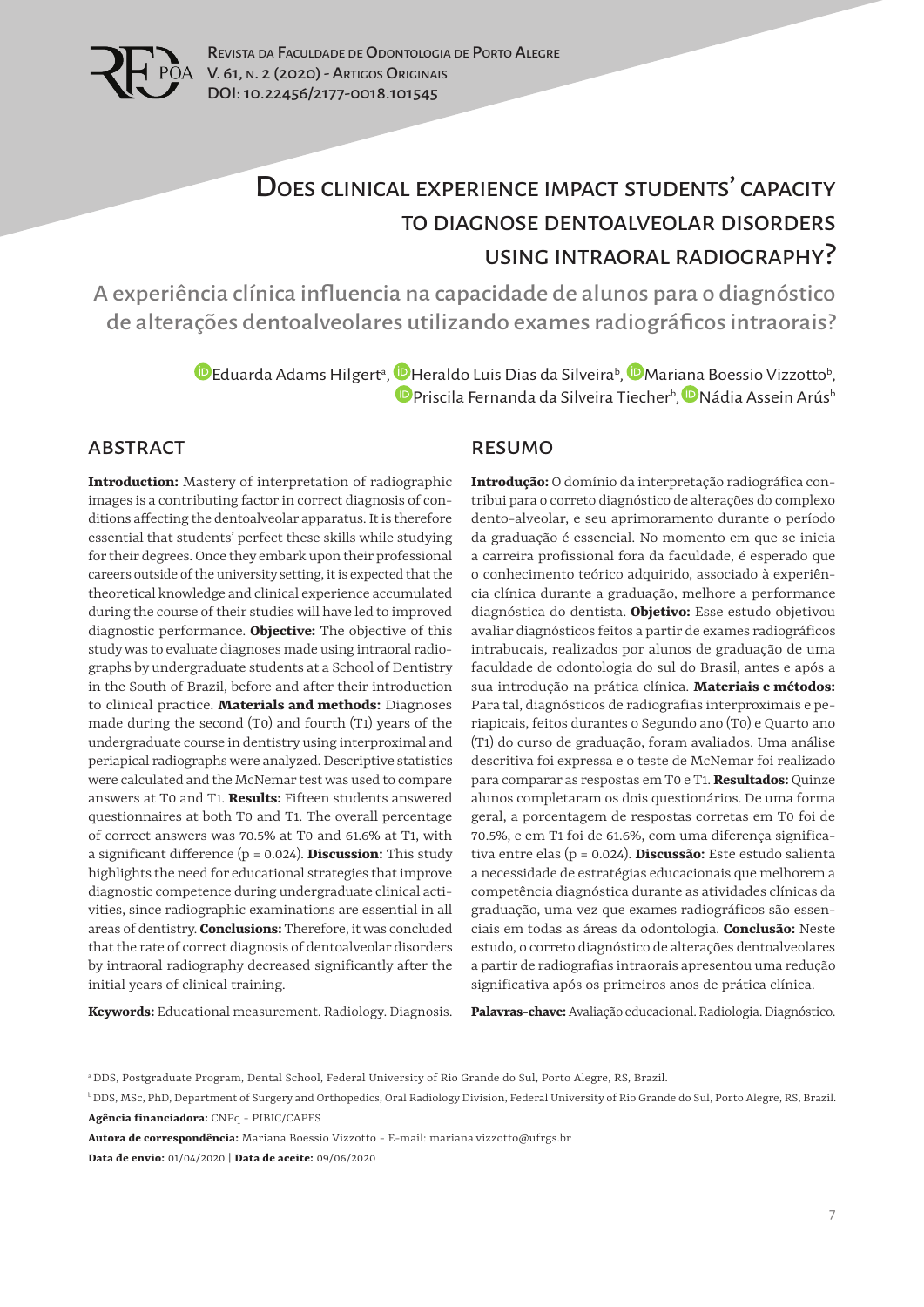# Does clinical experience impact students' capacity to diagnose dentoalveolar disorders using intraoral radiography?

## A experiência clínica influencia na capacidade de alunos para o diagnóstico de alterações dentoalveolares utilizando exames radiográficos intraorais?

Eduarda Adams Hilgert[a], Heraldo Luis Dias da Silveira[b], Mariana Boessio Vizzotto[b], Priscila Fernanda da Silveira Tiecher[b], Nádia Assein Arús[b]

## ABSTRACT

**Introduction:** Mastery of interpretation of radiographic images is a contributing factor in correct diagnosis of conditions affecting the dentoalveolar apparatus. It is therefore essential that students' perfect these skills while studying for their degrees. Once they embark upon their professional careers outside of the university setting, it is expected that the theoretical knowledge and clinical experience accumulated during the course of their studies will have led to improved diagnostic performance. **Objective:** The objective of this study was to evaluate diagnoses made using intraoral radiographs by undergraduate students at a School of Dentistry in the South of Brazil, before and after their introduction to clinical practice. **Materials and methods:** Diagnoses made during the second (T0) and fourth (T1) years of the undergraduate course in dentistry using interproximal and periapical radiographs were analyzed. Descriptive statistics were calculated and the McNemar test was used to compare answers at T0 and T1. **Results:** Fifteen students answered questionnaires at both T0 and T1. The overall percentage of correct answers was 70.5% at T0 and 61.6% at T1, with a significant difference ($p = 0.024$). **Discussion:** This study highlights the need for educational strategies that improve diagnostic competence during undergraduate clinical activities, since radiographic examinations are essential in all areas of dentistry. **Conclusions:** Therefore, it was concluded that the rate of correct diagnosis of dentoalveolar disorders by intraoral radiography decreased significantly after the initial years of clinical training.

**Keywords:** Educational measurement. Radiology. Diagnosis.

## RESUMO

**Introdução:** O domínio da interpretação radiográfica contribui para o correto diagnóstico de alterações do complexo dento-alveolar, e seu aprimoramento durante o período da graduação é essencial. No momento em que se inicia a carreira profissional fora da faculdade, é esperado que o conhecimento teórico adquirido, associado à experiência clínica durante a graduação, melhore a performance diagnóstica do dentista. **Objetivo:** Esse estudo objetivou avaliar diagnósticos feitos a partir de exames radiográficos intrabucais, realizados por alunos de graduação de uma faculdade de odontologia do sul do Brasil, antes e após a sua introdução na prática clínica. **Materiais e métodos:** Para tal, diagnósticos de radiografias interproximais e periapicais, feitos durantes o Segundo ano (T0) e Quarto ano (T1) do curso de graduação, foram avaliados. Uma análise descritiva foi expressa e o teste de McNemar foi realizado para comparar as respostas em T0 e T1. **Resultados:** Quinze alunos completaram os dois questionários. De uma forma geral, a porcentagem de respostas corretas em T0 foi de 70.5%, e em T1 foi de 61.6%, com uma diferença significativa entre elas ($p = 0.024$). **Discussão:** Este estudo salienta a necessidade de estratégias educacionais que melhorem a competência diagnóstica durante as atividades clínicas da graduação, uma vez que exames radiográficos são essenciais em todas as áreas da odontologia. **Conclusão:** Neste estudo, o correto diagnóstico de alterações dentoalveolares a partir de radiografias intraorais apresentou uma redução significativa após os primeiros anos de prática clínica.

**Palavras-chave:** Avaliação educacional. Radiologia. Diagnóstico.

---

[a] DDS, Postgraduate Program, Dental School, Federal University of Rio Grande do Sul, Porto Alegre, RS, Brazil.

[b] DDS, MSc, PhD, Department of Surgery and Orthopedics, Oral Radiology Division, Federal University of Rio Grande do Sul, Porto Alegre, RS, Brazil.

**Agência financiadora:** CNPq - PIBIC/CAPES

**Autora de correspondência:** Mariana Boessio Vizzotto - E-mail: mariana.vizzotto@ufrgs.br

**Data de envio:** 01/04/2020 | **Data de aceite:** 09/06/2020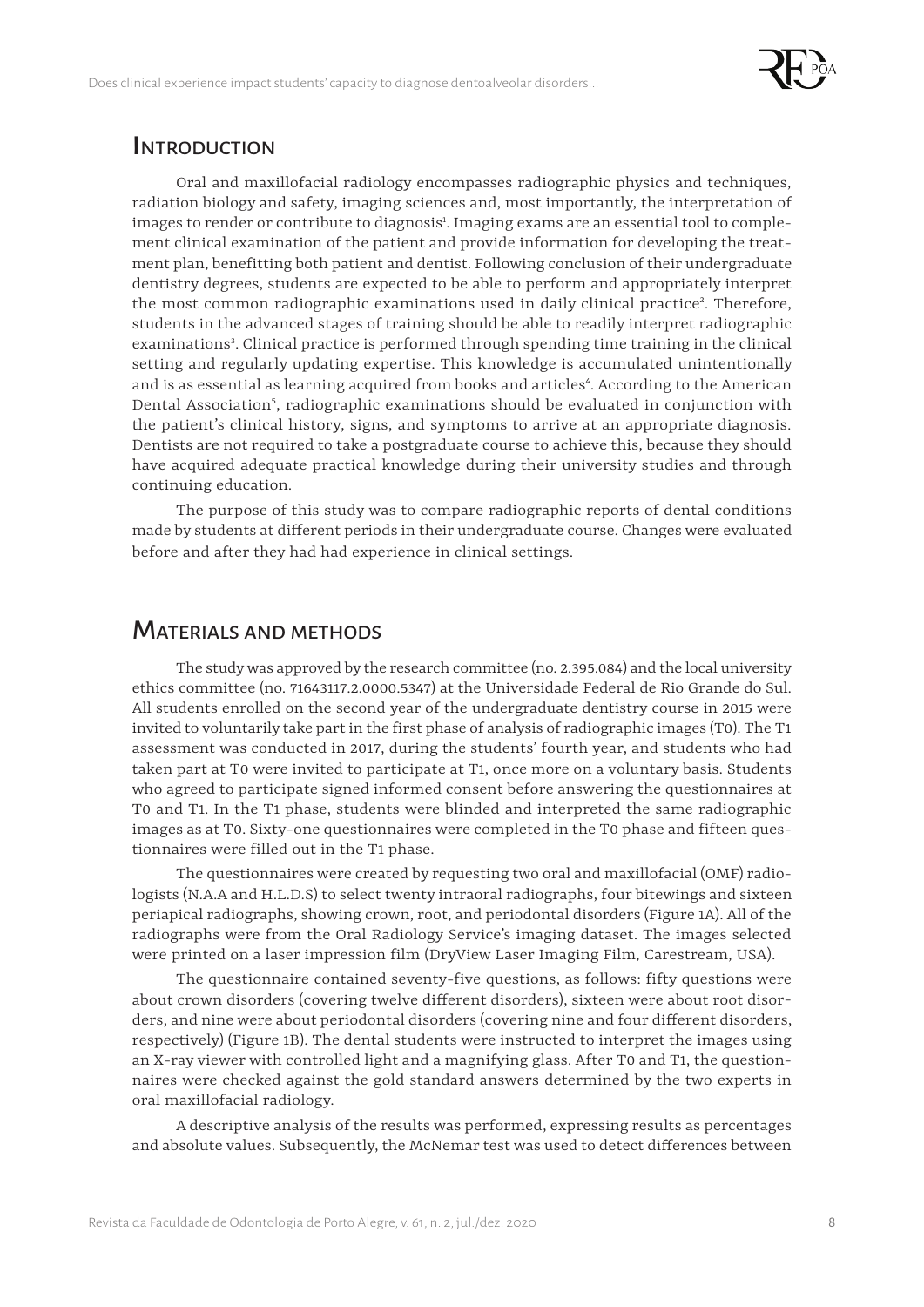## Introduction

Oral and maxillofacial radiology encompasses radiographic physics and techniques, radiation biology and safety, imaging sciences and, most importantly, the interpretation of images to render or contribute to diagnosis[1]. Imaging exams are an essential tool to complement clinical examination of the patient and provide information for developing the treatment plan, benefitting both patient and dentist. Following conclusion of their undergraduate dentistry degrees, students are expected to be able to perform and appropriately interpret the most common radiographic examinations used in daily clinical practice[2]. Therefore, students in the advanced stages of training should be able to readily interpret radiographic examinations[3]. Clinical practice is performed through spending time training in the clinical setting and regularly updating expertise. This knowledge is accumulated unintentionally and is as essential as learning acquired from books and articles[4]. According to the American Dental Association[5], radiographic examinations should be evaluated in conjunction with the patient's clinical history, signs, and symptoms to arrive at an appropriate diagnosis. Dentists are not required to take a postgraduate course to achieve this, because they should have acquired adequate practical knowledge during their university studies and through continuing education.

The purpose of this study was to compare radiographic reports of dental conditions made by students at different periods in their undergraduate course. Changes were evaluated before and after they had had experience in clinical settings.

## Materials and methods

The study was approved by the research committee (no. 2.395.084) and the local university ethics committee (no. 71643117.2.0000.5347) at the Universidade Federal de Rio Grande do Sul. All students enrolled on the second year of the undergraduate dentistry course in 2015 were invited to voluntarily take part in the first phase of analysis of radiographic images (T0). The T1 assessment was conducted in 2017, during the students' fourth year, and students who had taken part at T0 were invited to participate at T1, once more on a voluntary basis. Students who agreed to participate signed informed consent before answering the questionnaires at T0 and T1. In the T1 phase, students were blinded and interpreted the same radiographic images as at T0. Sixty-one questionnaires were completed in the T0 phase and fifteen questionnaires were filled out in the T1 phase.

The questionnaires were created by requesting two oral and maxillofacial (OMF) radiologists (N.A.A and H.L.D.S) to select twenty intraoral radiographs, four bitewings and sixteen periapical radiographs, showing crown, root, and periodontal disorders (Figure 1A). All of the radiographs were from the Oral Radiology Service's imaging dataset. The images selected were printed on a laser impression film (DryView Laser Imaging Film, Carestream, USA).

The questionnaire contained seventy-five questions, as follows: fifty questions were about crown disorders (covering twelve different disorders), sixteen were about root disorders, and nine were about periodontal disorders (covering nine and four different disorders, respectively) (Figure 1B). The dental students were instructed to interpret the images using an X-ray viewer with controlled light and a magnifying glass. After T0 and T1, the questionnaires were checked against the gold standard answers determined by the two experts in oral maxillofacial radiology.

A descriptive analysis of the results was performed, expressing results as percentages and absolute values. Subsequently, the McNemar test was used to detect differences between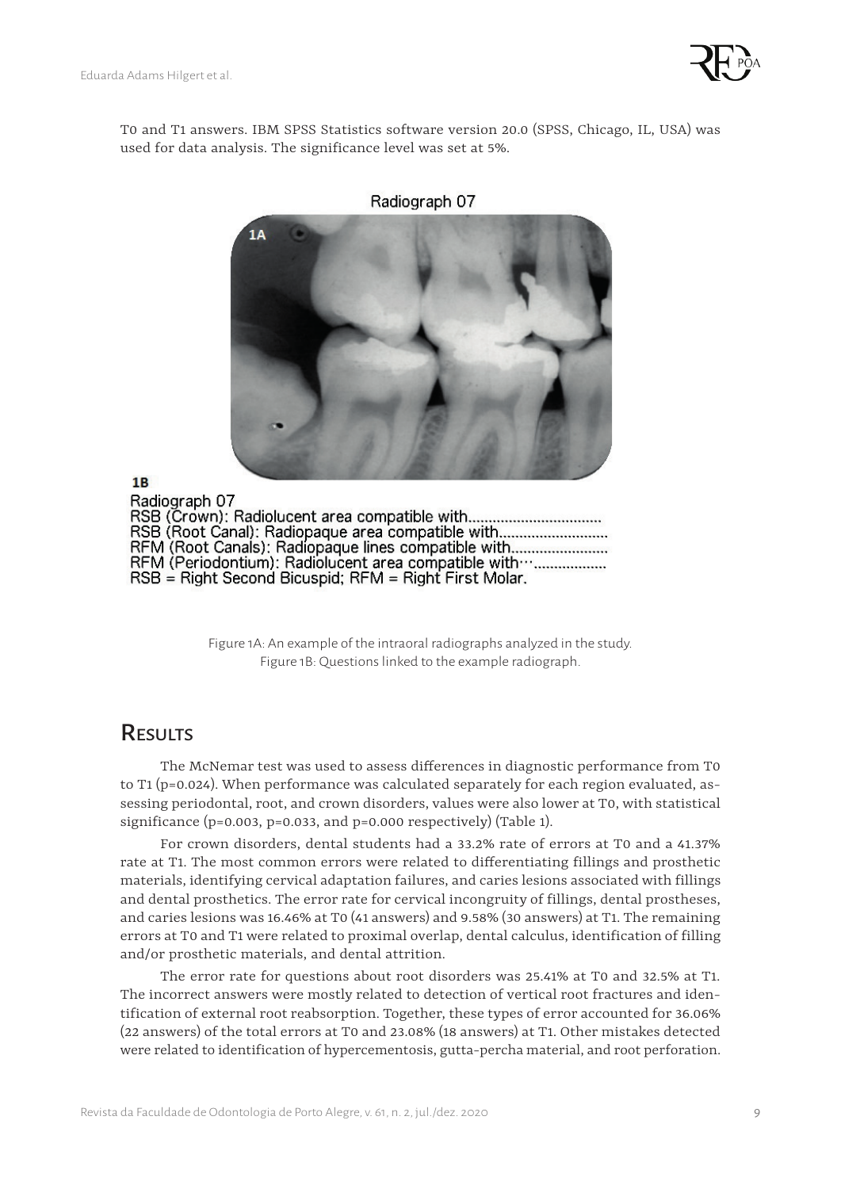T0 and T1 answers. IBM SPSS Statistics software version 20.0 (SPSS, Chicago, IL, USA) was used for data analysis. The significance level was set at 5%.

Radiograph 07

1B

Radiograph 07
RSB (Crown): Radiolucent area compatible with.................................
RSB (Root Canal): Radiopaque area compatible with...........................
RFM (Root Canals): Radiopaque lines compatible with........................
RFM (Periodontium): Radiolucent area compatible with…..................
RSB = Right Second Bicuspid; RFM = Right First Molar.

Figure 1A: An example of the intraoral radiographs analyzed in the study.
Figure 1B: Questions linked to the example radiograph.

## Results

The McNemar test was used to assess differences in diagnostic performance from T0 to T1 ($p=0.024$). When performance was calculated separately for each region evaluated, assessing periodontal, root, and crown disorders, values were also lower at T0, with statistical significance ($p=0.003$, $p=0.033$, and $p=0.000$ respectively) (Table 1).

For crown disorders, dental students had a 33.2% rate of errors at T0 and a 41.37% rate at T1. The most common errors were related to differentiating fillings and prosthetic materials, identifying cervical adaptation failures, and caries lesions associated with fillings and dental prosthetics. The error rate for cervical incongruity of fillings, dental prostheses, and caries lesions was 16.46% at T0 (41 answers) and 9.58% (30 answers) at T1. The remaining errors at T0 and T1 were related to proximal overlap, dental calculus, identification of filling and/or prosthetic materials, and dental attrition.

The error rate for questions about root disorders was 25.41% at T0 and 32.5% at T1. The incorrect answers were mostly related to detection of vertical root fractures and identification of external root reabsorption. Together, these types of error accounted for 36.06% (22 answers) of the total errors at T0 and 23.08% (18 answers) at T1. Other mistakes detected were related to identification of hypercementosis, gutta-percha material, and root perforation.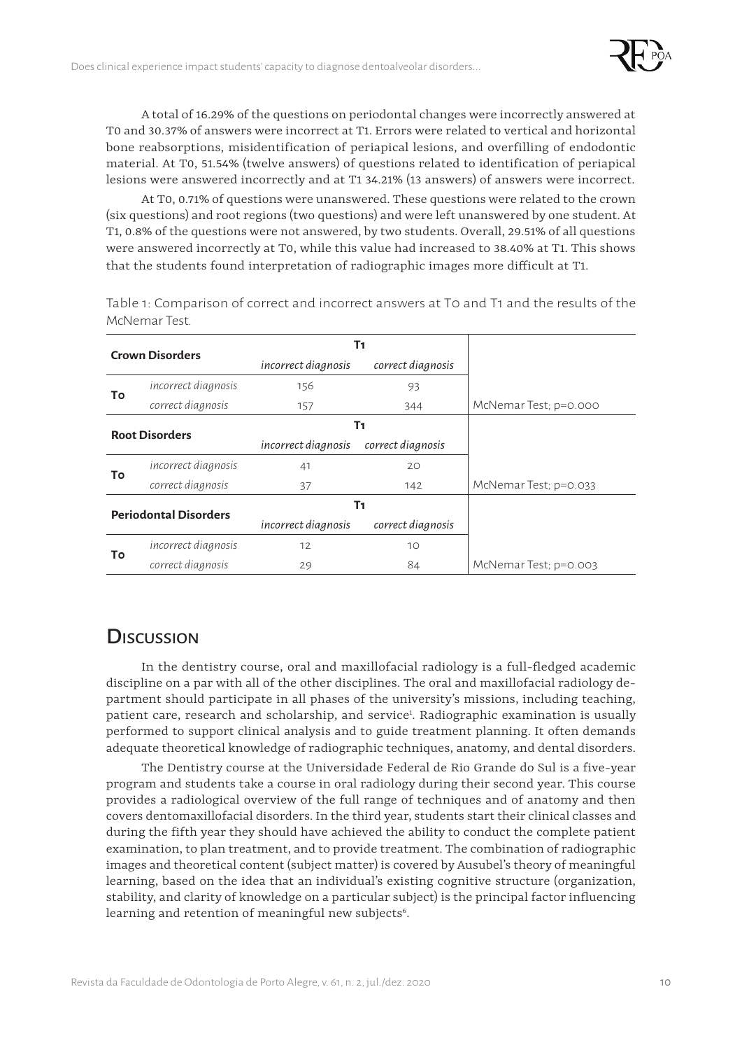A total of 16.29% of the questions on periodontal changes were incorrectly answered at T0 and 30.37% of answers were incorrect at T1. Errors were related to vertical and horizontal bone reabsorptions, misidentification of periapical lesions, and overfilling of endodontic material. At T0, 51.54% (twelve answers) of questions related to identification of periapical lesions were answered incorrectly and at T1 34.21% (13 answers) of answers were incorrect.

At T0, 0.71% of questions were unanswered. These questions were related to the crown (six questions) and root regions (two questions) and were left unanswered by one student. At T1, 0.8% of the questions were not answered, by two students. Overall, 29.51% of all questions were answered incorrectly at T0, while this value had increased to 38.40% at T1. This shows that the students found interpretation of radiographic images more difficult at T1.

Table 1: Comparison of correct and incorrect answers at T0 and T1 and the results of the McNemar Test.

| **Crown Disorders** | | **T1** | | |
|---|---|---|---|---|
| | | *incorrect diagnosis* | *correct diagnosis* | |
| **T0** | *incorrect diagnosis* | 156 | 93 | |
| | *correct diagnosis* | 157 | 344 | McNemar Test; p=0.000 |
| **Root Disorders** | | **T1** | | |
| | | *incorrect diagnosis* | *correct diagnosis* | |
| **T0** | *incorrect diagnosis* | 41 | 20 | |
| | *correct diagnosis* | 37 | 142 | McNemar Test; p=0.033 |
| **Periodontal Disorders** | | **T1** | | |
| | | *incorrect diagnosis* | *correct diagnosis* | |
| **T0** | *incorrect diagnosis* | 12 | 10 | |
| | *correct diagnosis* | 29 | 84 | McNemar Test; p=0.003 |

# Discussion

In the dentistry course, oral and maxillofacial radiology is a full-fledged academic discipline on a par with all of the other disciplines. The oral and maxillofacial radiology department should participate in all phases of the university's missions, including teaching, patient care, research and scholarship, and service[1]. Radiographic examination is usually performed to support clinical analysis and to guide treatment planning. It often demands adequate theoretical knowledge of radiographic techniques, anatomy, and dental disorders.

The Dentistry course at the Universidade Federal de Rio Grande do Sul is a five-year program and students take a course in oral radiology during their second year. This course provides a radiological overview of the full range of techniques and of anatomy and then covers dentomaxillofacial disorders. In the third year, students start their clinical classes and during the fifth year they should have achieved the ability to conduct the complete patient examination, to plan treatment, and to provide treatment. The combination of radiographic images and theoretical content (subject matter) is covered by Ausubel's theory of meaningful learning, based on the idea that an individual's existing cognitive structure (organization, stability, and clarity of knowledge on a particular subject) is the principal factor influencing learning and retention of meaningful new subjects[6].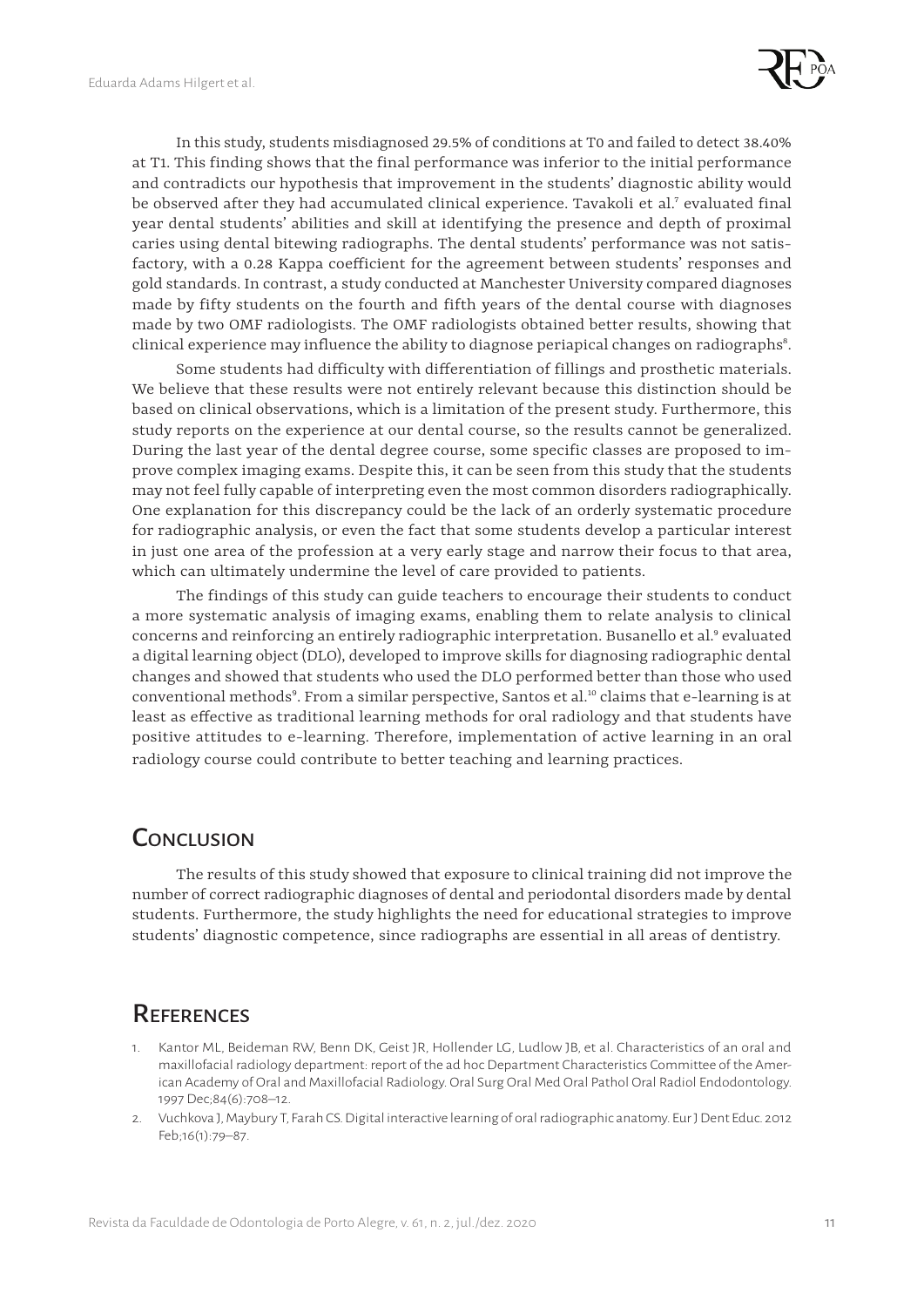In this study, students misdiagnosed 29.5% of conditions at T0 and failed to detect 38.40% at T1. This finding shows that the final performance was inferior to the initial performance and contradicts our hypothesis that improvement in the students' diagnostic ability would be observed after they had accumulated clinical experience. Tavakoli et al.[7] evaluated final year dental students' abilities and skill at identifying the presence and depth of proximal caries using dental bitewing radiographs. The dental students' performance was not satisfactory, with a 0.28 Kappa coefficient for the agreement between students' responses and gold standards. In contrast, a study conducted at Manchester University compared diagnoses made by fifty students on the fourth and fifth years of the dental course with diagnoses made by two OMF radiologists. The OMF radiologists obtained better results, showing that clinical experience may influence the ability to diagnose periapical changes on radiographs[8].

Some students had difficulty with differentiation of fillings and prosthetic materials. We believe that these results were not entirely relevant because this distinction should be based on clinical observations, which is a limitation of the present study. Furthermore, this study reports on the experience at our dental course, so the results cannot be generalized. During the last year of the dental degree course, some specific classes are proposed to improve complex imaging exams. Despite this, it can be seen from this study that the students may not feel fully capable of interpreting even the most common disorders radiographically. One explanation for this discrepancy could be the lack of an orderly systematic procedure for radiographic analysis, or even the fact that some students develop a particular interest in just one area of the profession at a very early stage and narrow their focus to that area, which can ultimately undermine the level of care provided to patients.

The findings of this study can guide teachers to encourage their students to conduct a more systematic analysis of imaging exams, enabling them to relate analysis to clinical concerns and reinforcing an entirely radiographic interpretation. Busanello et al.[9] evaluated a digital learning object (DLO), developed to improve skills for diagnosing radiographic dental changes and showed that students who used the DLO performed better than those who used conventional methods[9]. From a similar perspective, Santos et al.[10] claims that e-learning is at least as effective as traditional learning methods for oral radiology and that students have positive attitudes to e-learning. Therefore, implementation of active learning in an oral radiology course could contribute to better teaching and learning practices.

## Conclusion

The results of this study showed that exposure to clinical training did not improve the number of correct radiographic diagnoses of dental and periodontal disorders made by dental students. Furthermore, the study highlights the need for educational strategies to improve students' diagnostic competence, since radiographs are essential in all areas of dentistry.

## References

1. Kantor ML, Beideman RW, Benn DK, Geist JR, Hollender LG, Ludlow JB, et al. Characteristics of an oral and maxillofacial radiology department: report of the ad hoc Department Characteristics Committee of the American Academy of Oral and Maxillofacial Radiology. Oral Surg Oral Med Oral Pathol Oral Radiol Endodontology. 1997 Dec;84(6):708–12.
2. Vuchkova J, Maybury T, Farah CS. Digital interactive learning of oral radiographic anatomy. Eur J Dent Educ. 2012 Feb;16(1):79–87.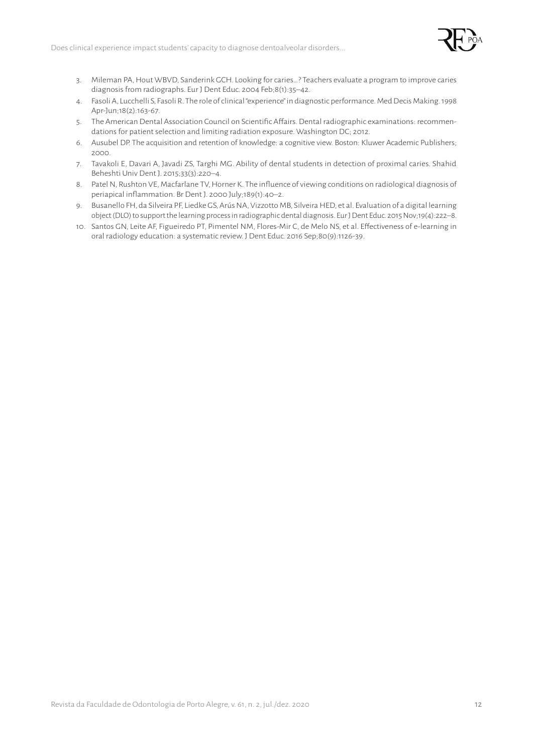3. Mileman PA, Hout WBVD, Sanderink GCH. Looking for caries…? Teachers evaluate a program to improve caries diagnosis from radiographs. Eur J Dent Educ. 2004 Feb;8(1):35–42.
4. Fasoli A, Lucchelli S, Fasoli R. The role of clinical "experience" in diagnostic performance. Med Decis Making. 1998 Apr-Jun;18(2):163-67.
5. The American Dental Association Council on Scientific Affairs. Dental radiographic examinations: recommendations for patient selection and limiting radiation exposure. Washington DC; 2012.
6. Ausubel DP. The acquisition and retention of knowledge: a cognitive view. Boston: Kluwer Academic Publishers; 2000.
7. Tavakoli E, Davari A, Javadi ZS, Targhi MG. Ability of dental students in detection of proximal caries. Shahid Beheshti Univ Dent J. 2015;33(3):220–4.
8. Patel N, Rushton VE, Macfarlane TV, Horner K. The influence of viewing conditions on radiological diagnosis of periapical inflammation. Br Dent J. 2000 July;189(1):40–2.
9. Busanello FH, da Silveira PF, Liedke GS, Arús NA, Vizzotto MB, Silveira HED, et al. Evaluation of a digital learning object (DLO) to support the learning process in radiographic dental diagnosis. Eur J Dent Educ. 2015 Nov;19(4):222–8.
10. Santos GN, Leite AF, Figueiredo PT, Pimentel NM, Flores-Mir C, de Melo NS, et al. Effectiveness of e-learning in oral radiology education: a systematic review. J Dent Educ. 2016 Sep;80(9):1126-39.